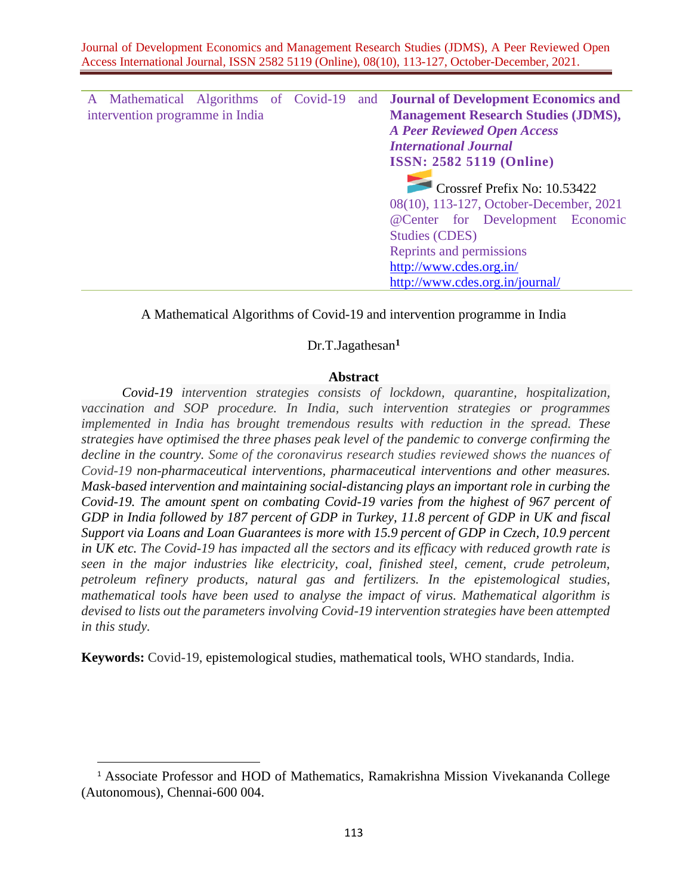| | |
|---|---|
| A Mathematical Algorithms of Covid-19 and intervention programme in India | **Journal of Development Economics and Management Research Studies (JDMS),** ***A Peer Reviewed Open Access International Journal*** **ISSN: 2582 5119 (Online)** Crossref Prefix No: 10.53422 08(10), 113-127, October-December, 2021 @Center for Development Economic Studies (CDES) Reprints and permissions http://www.cdes.org.in/ http://www.cdes.org.in/journal/ |

# A Mathematical Algorithms of Covid-19 and intervention programme in India

Dr.T.Jagathesan[1]

## Abstract

*Covid-19 intervention strategies consists of lockdown, quarantine, hospitalization, vaccination and SOP procedure. In India, such intervention strategies or programmes implemented in India has brought tremendous results with reduction in the spread. These strategies have optimised the three phases peak level of the pandemic to converge confirming the decline in the country. Some of the coronavirus research studies reviewed shows the nuances of Covid-19 non-pharmaceutical interventions, pharmaceutical interventions and other measures. Mask-based intervention and maintaining social-distancing plays an important role in curbing the Covid-19. The amount spent on combating Covid-19 varies from the highest of 967 percent of GDP in India followed by 187 percent of GDP in Turkey, 11.8 percent of GDP in UK and fiscal Support via Loans and Loan Guarantees is more with 15.9 percent of GDP in Czech, 10.9 percent in UK etc. The Covid-19 has impacted all the sectors and its efficacy with reduced growth rate is seen in the major industries like electricity, coal, finished steel, cement, crude petroleum, petroleum refinery products, natural gas and fertilizers. In the epistemological studies, mathematical tools have been used to analyse the impact of virus. Mathematical algorithm is devised to lists out the parameters involving Covid-19 intervention strategies have been attempted in this study.*

**Keywords:** Covid-19, epistemological studies, mathematical tools, WHO standards, India.

---

[1] Associate Professor and HOD of Mathematics, Ramakrishna Mission Vivekananda College (Autonomous), Chennai-600 004.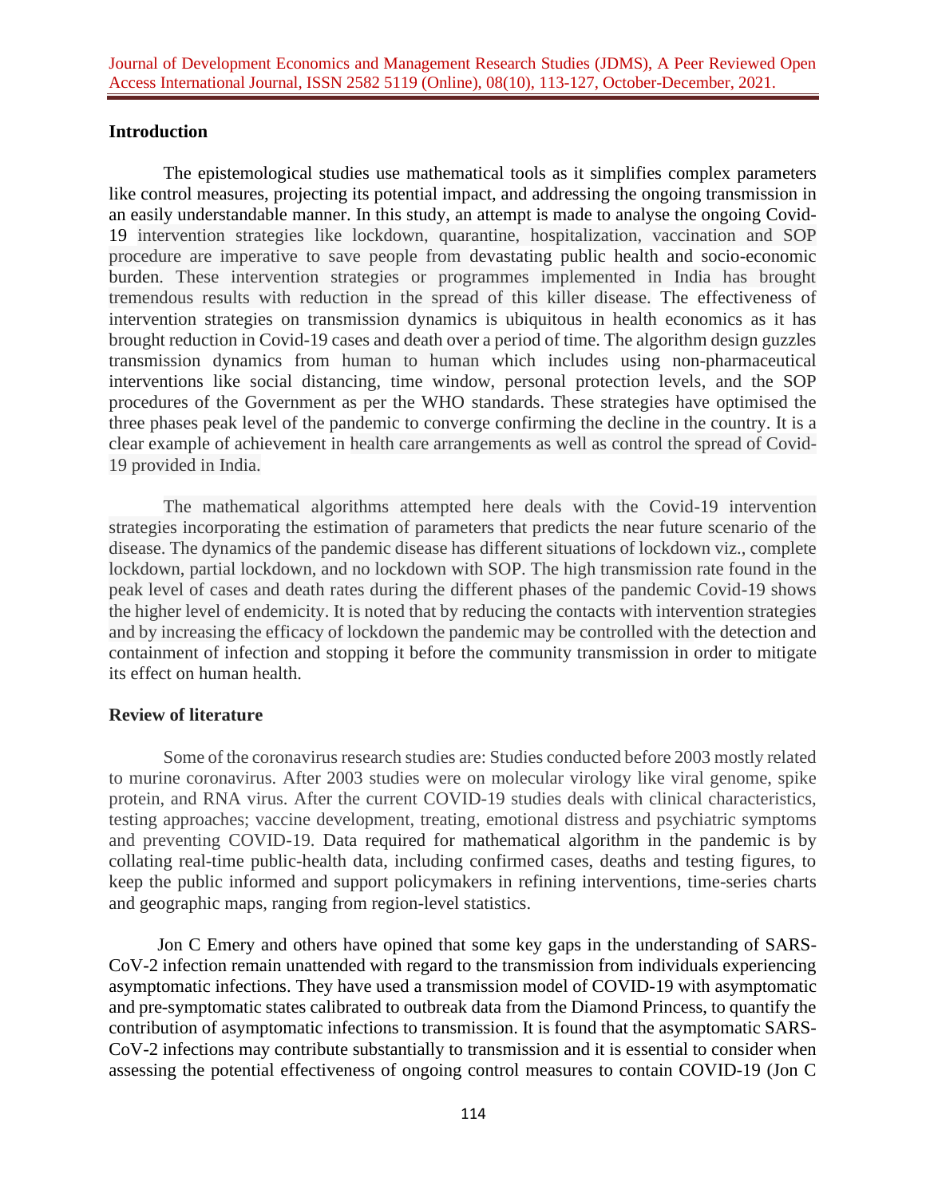## Introduction

The epistemological studies use mathematical tools as it simplifies complex parameters like control measures, projecting its potential impact, and addressing the ongoing transmission in an easily understandable manner. In this study, an attempt is made to analyse the ongoing Covid-19 intervention strategies like lockdown, quarantine, hospitalization, vaccination and SOP procedure are imperative to save people from devastating public health and socio-economic burden. These intervention strategies or programmes implemented in India has brought tremendous results with reduction in the spread of this killer disease. The effectiveness of intervention strategies on transmission dynamics is ubiquitous in health economics as it has brought reduction in Covid-19 cases and death over a period of time. The algorithm design guzzles transmission dynamics from human to human which includes using non-pharmaceutical interventions like social distancing, time window, personal protection levels, and the SOP procedures of the Government as per the WHO standards. These strategies have optimised the three phases peak level of the pandemic to converge confirming the decline in the country. It is a clear example of achievement in health care arrangements as well as control the spread of Covid-19 provided in India.

The mathematical algorithms attempted here deals with the Covid-19 intervention strategies incorporating the estimation of parameters that predicts the near future scenario of the disease. The dynamics of the pandemic disease has different situations of lockdown viz., complete lockdown, partial lockdown, and no lockdown with SOP. The high transmission rate found in the peak level of cases and death rates during the different phases of the pandemic Covid-19 shows the higher level of endemicity. It is noted that by reducing the contacts with intervention strategies and by increasing the efficacy of lockdown the pandemic may be controlled with the detection and containment of infection and stopping it before the community transmission in order to mitigate its effect on human health.

## Review of literature

Some of the coronavirus research studies are: Studies conducted before 2003 mostly related to murine coronavirus. After 2003 studies were on molecular virology like viral genome, spike protein, and RNA virus. After the current COVID-19 studies deals with clinical characteristics, testing approaches; vaccine development, treating, emotional distress and psychiatric symptoms and preventing COVID-19. Data required for mathematical algorithm in the pandemic is by collating real-time public-health data, including confirmed cases, deaths and testing figures, to keep the public informed and support policymakers in refining interventions, time-series charts and geographic maps, ranging from region-level statistics.

Jon C Emery and others have opined that some key gaps in the understanding of SARS-CoV-2 infection remain unattended with regard to the transmission from individuals experiencing asymptomatic infections. They have used a transmission model of COVID-19 with asymptomatic and pre-symptomatic states calibrated to outbreak data from the Diamond Princess, to quantify the contribution of asymptomatic infections to transmission. It is found that the asymptomatic SARS-CoV-2 infections may contribute substantially to transmission and it is essential to consider when assessing the potential effectiveness of ongoing control measures to contain COVID-19 (Jon C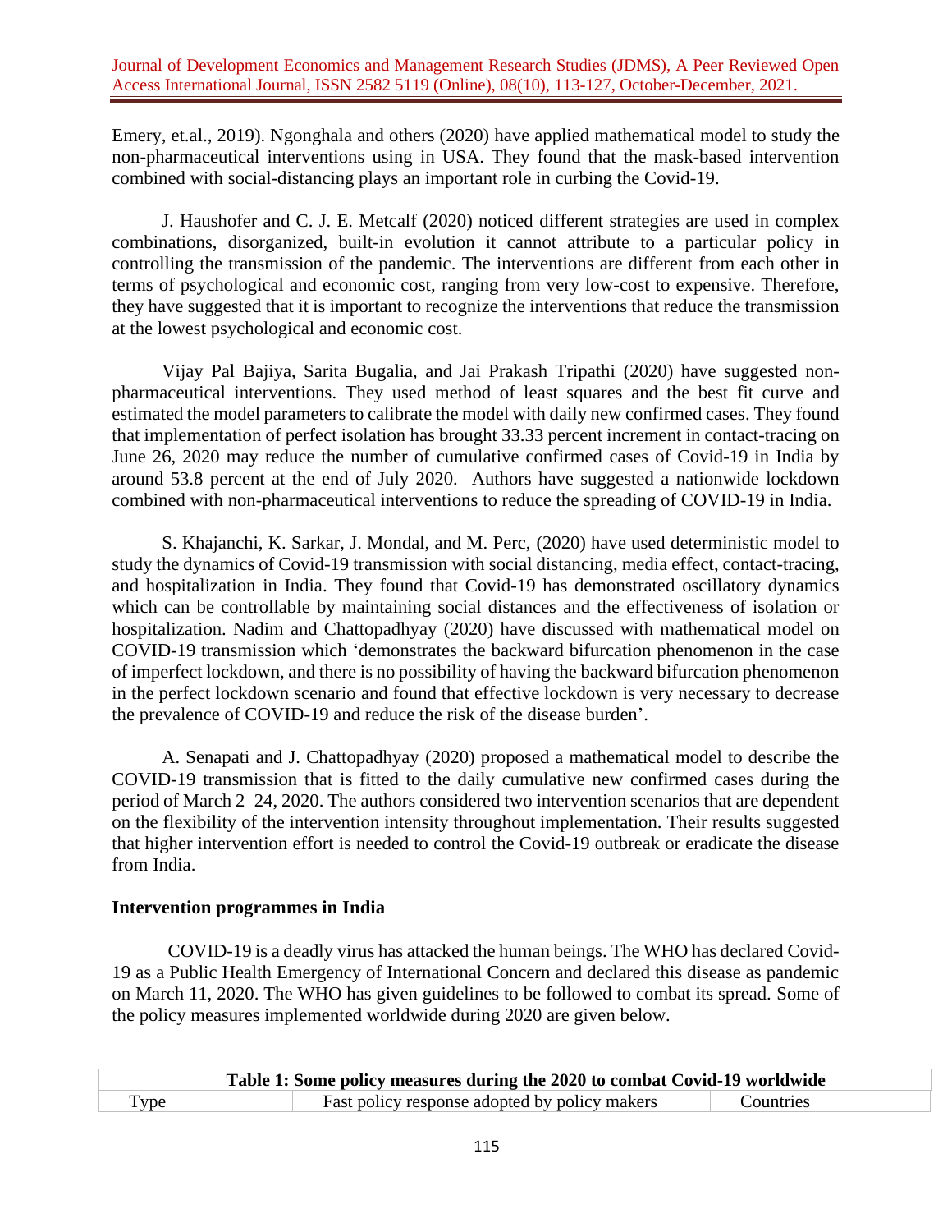Emery, et.al., 2019). Ngonghala and others (2020) have applied mathematical model to study the non-pharmaceutical interventions using in USA. They found that the mask-based intervention combined with social-distancing plays an important role in curbing the Covid-19.

J. Haushofer and C. J. E. Metcalf (2020) noticed different strategies are used in complex combinations, disorganized, built-in evolution it cannot attribute to a particular policy in controlling the transmission of the pandemic. The interventions are different from each other in terms of psychological and economic cost, ranging from very low-cost to expensive. Therefore, they have suggested that it is important to recognize the interventions that reduce the transmission at the lowest psychological and economic cost.

Vijay Pal Bajiya, Sarita Bugalia, and Jai Prakash Tripathi (2020) have suggested non-pharmaceutical interventions. They used method of least squares and the best fit curve and estimated the model parameters to calibrate the model with daily new confirmed cases. They found that implementation of perfect isolation has brought 33.33 percent increment in contact-tracing on June 26, 2020 may reduce the number of cumulative confirmed cases of Covid-19 in India by around 53.8 percent at the end of July 2020. Authors have suggested a nationwide lockdown combined with non-pharmaceutical interventions to reduce the spreading of COVID-19 in India.

S. Khajanchi, K. Sarkar, J. Mondal, and M. Perc, (2020) have used deterministic model to study the dynamics of Covid-19 transmission with social distancing, media effect, contact-tracing, and hospitalization in India. They found that Covid-19 has demonstrated oscillatory dynamics which can be controllable by maintaining social distances and the effectiveness of isolation or hospitalization. Nadim and Chattopadhyay (2020) have discussed with mathematical model on COVID-19 transmission which 'demonstrates the backward bifurcation phenomenon in the case of imperfect lockdown, and there is no possibility of having the backward bifurcation phenomenon in the perfect lockdown scenario and found that effective lockdown is very necessary to decrease the prevalence of COVID-19 and reduce the risk of the disease burden'.

A. Senapati and J. Chattopadhyay (2020) proposed a mathematical model to describe the COVID-19 transmission that is fitted to the daily cumulative new confirmed cases during the period of March 2–24, 2020. The authors considered two intervention scenarios that are dependent on the flexibility of the intervention intensity throughout implementation. Their results suggested that higher intervention effort is needed to control the Covid-19 outbreak or eradicate the disease from India.

## Intervention programmes in India

COVID-19 is a deadly virus has attacked the human beings. The WHO has declared Covid-19 as a Public Health Emergency of International Concern and declared this disease as pandemic on March 11, 2020. The WHO has given guidelines to be followed to combat its spread. Some of the policy measures implemented worldwide during 2020 are given below.

**Table 1: Some policy measures during the 2020 to combat Covid-19 worldwide**

| Type | Fast policy response adopted by policy makers | Countries |
|---|---|---|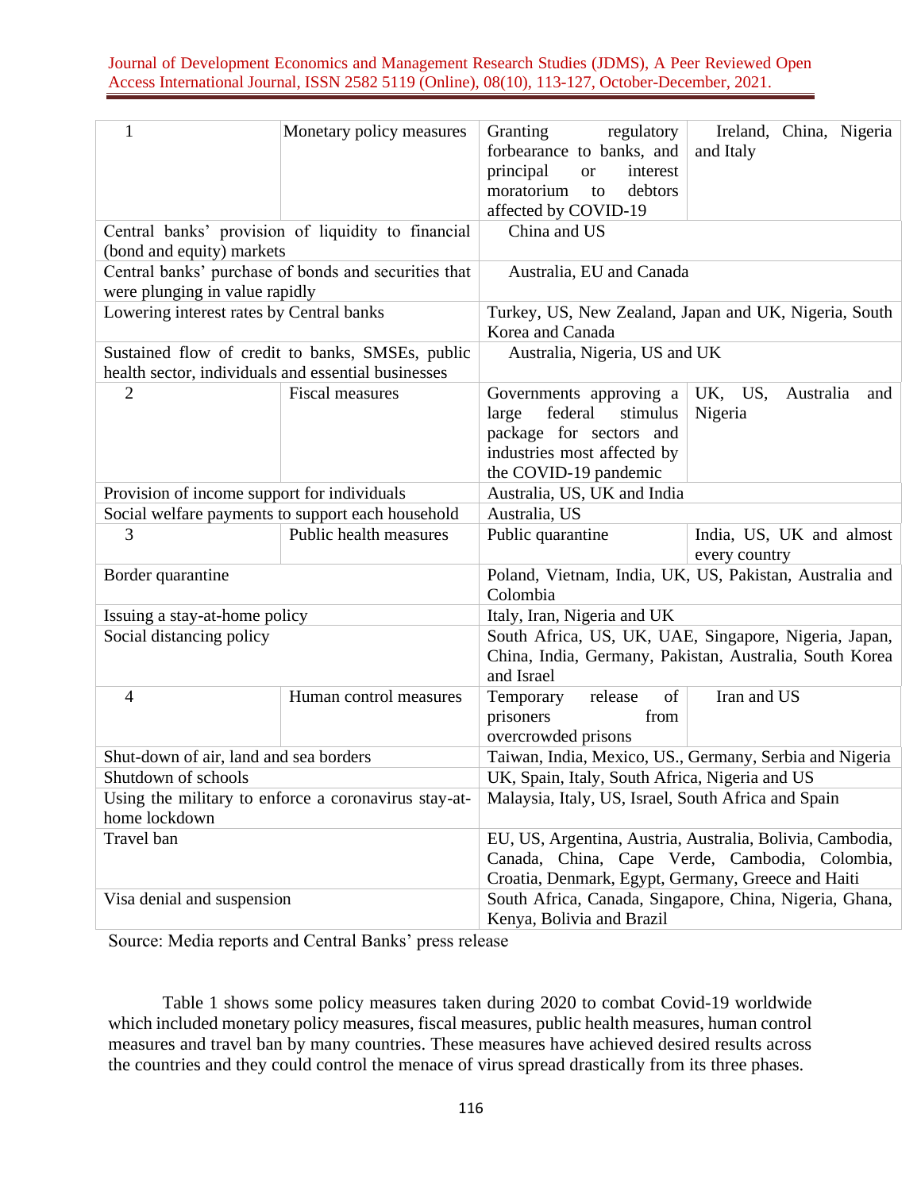| | | | |
|---|---|---|---|
| 1 | Monetary policy measures | Granting regulatory forbearance to banks, and principal or interest moratorium to debtors affected by COVID-19 | Ireland, China, Nigeria and Italy |
| Central banks' provision of liquidity to financial (bond and equity) markets | | China and US | |
| Central banks' purchase of bonds and securities that were plunging in value rapidly | | Australia, EU and Canada | |
| Lowering interest rates by Central banks | | Turkey, US, New Zealand, Japan and UK, Nigeria, South Korea and Canada | |
| Sustained flow of credit to banks, SMSEs, public health sector, individuals and essential businesses | | Australia, Nigeria, US and UK | |
| 2 | Fiscal measures | Governments approving a large federal stimulus package for sectors and industries most affected by the COVID-19 pandemic | UK, US, Australia and Nigeria |
| Provision of income support for individuals | | Australia, US, UK and India | |
| Social welfare payments to support each household | | Australia, US | |
| 3 | Public health measures | Public quarantine | India, US, UK and almost every country |
| Border quarantine | | Poland, Vietnam, India, UK, US, Pakistan, Australia and Colombia | |
| Issuing a stay-at-home policy | | Italy, Iran, Nigeria and UK | |
| Social distancing policy | | South Africa, US, UK, UAE, Singapore, Nigeria, Japan, China, India, Germany, Pakistan, Australia, South Korea and Israel | |
| 4 | Human control measures | Temporary release of prisoners from overcrowded prisons | Iran and US |
| Shut-down of air, land and sea borders | | Taiwan, India, Mexico, US., Germany, Serbia and Nigeria | |
| Shutdown of schools | | UK, Spain, Italy, South Africa, Nigeria and US | |
| Using the military to enforce a coronavirus stay-at-home lockdown | | Malaysia, Italy, US, Israel, South Africa and Spain | |
| Travel ban | | EU, US, Argentina, Austria, Australia, Bolivia, Cambodia, Canada, China, Cape Verde, Cambodia, Colombia, Croatia, Denmark, Egypt, Germany, Greece and Haiti | |
| Visa denial and suspension | | South Africa, Canada, Singapore, China, Nigeria, Ghana, Kenya, Bolivia and Brazil | |

Source: Media reports and Central Banks' press release

Table 1 shows some policy measures taken during 2020 to combat Covid-19 worldwide which included monetary policy measures, fiscal measures, public health measures, human control measures and travel ban by many countries. These measures have achieved desired results across the countries and they could control the menace of virus spread drastically from its three phases.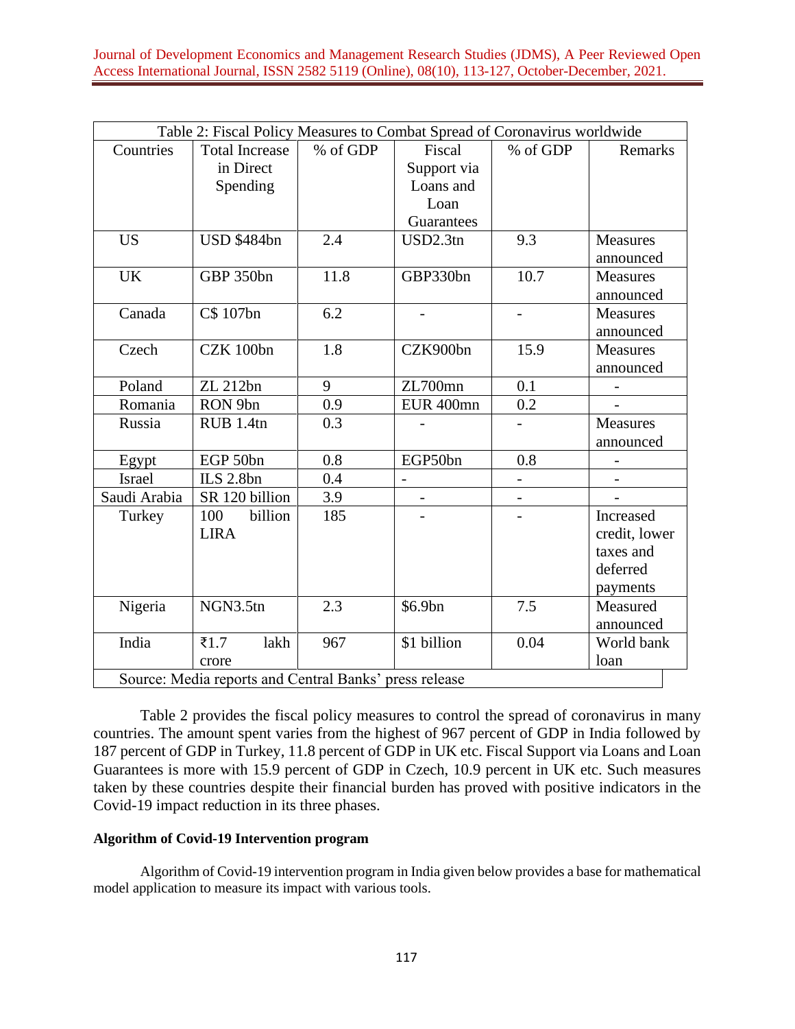| Table 2: Fiscal Policy Measures to Combat Spread of Coronavirus worldwide | | | | | |
|---|---|---|---|---|---|
| Countries | Total Increase in Direct Spending | % of GDP | Fiscal Support via Loans and Loan Guarantees | % of GDP | Remarks |
| US | USD $484bn | 2.4 | USD2.3tn | 9.3 | Measures announced |
| UK | GBP 350bn | 11.8 | GBP330bn | 10.7 | Measures announced |
| Canada | C$ 107bn | 6.2 | - | - | Measures announced |
| Czech | CZK 100bn | 1.8 | CZK900bn | 15.9 | Measures announced |
| Poland | ZL 212bn | 9 | ZL700mn | 0.1 | - |
| Romania | RON 9bn | 0.9 | EUR 400mn | 0.2 | - |
| Russia | RUB 1.4tn | 0.3 | - | - | Measures announced |
| Egypt | EGP 50bn | 0.8 | EGP50bn | 0.8 | - |
| Israel | ILS 2.8bn | 0.4 | - | - | - |
| Saudi Arabia | SR 120 billion | 3.9 | - | - | - |
| Turkey | 100 billion LIRA | 185 | - | - | Increased credit, lower taxes and deferred payments |
| Nigeria | NGN3.5tn | 2.3 | $6.9bn | 7.5 | Measured announced |
| India | ₹1.7 lakh crore | 967 | $1 billion | 0.04 | World bank loan |

Source: Media reports and Central Banks' press release

Table 2 provides the fiscal policy measures to control the spread of coronavirus in many countries. The amount spent varies from the highest of 967 percent of GDP in India followed by 187 percent of GDP in Turkey, 11.8 percent of GDP in UK etc. Fiscal Support via Loans and Loan Guarantees is more with 15.9 percent of GDP in Czech, 10.9 percent in UK etc. Such measures taken by these countries despite their financial burden has proved with positive indicators in the Covid-19 impact reduction in its three phases.

**Algorithm of Covid-19 Intervention program**

Algorithm of Covid-19 intervention program in India given below provides a base for mathematical model application to measure its impact with various tools.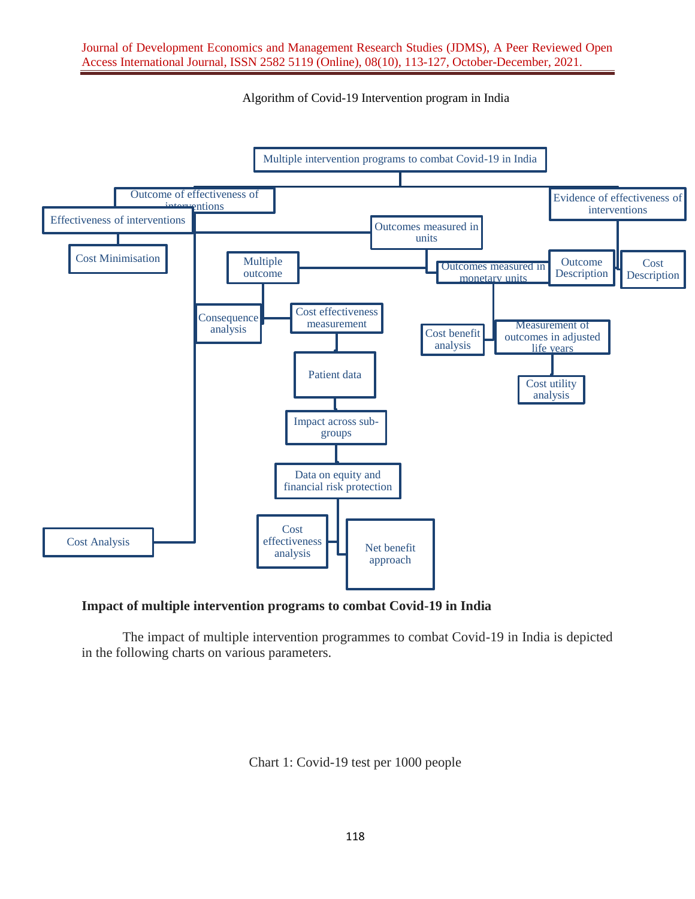Algorithm of Covid-19 Intervention program in India

Multiple intervention programs to combat Covid-19 in India

Outcome of effectiveness of interventions

Effectiveness of interventions

Outcomes measured in units

Evidence of effectiveness of interventions

Cost Minimisation

Multiple outcome

Outcomes measured in monetary units

Outcome Description

Cost Description

Consequence analysis

Cost effectiveness measurement

Cost benefit analysis

Measurement of outcomes in adjusted life years

Patient data

Cost utility analysis

Impact across sub-groups

Data on equity and financial risk protection

Cost Analysis

Cost effectiveness analysis

Net benefit approach

**Impact of multiple intervention programs to combat Covid-19 in India**

The impact of multiple intervention programmes to combat Covid-19 in India is depicted in the following charts on various parameters.

Chart 1: Covid-19 test per 1000 people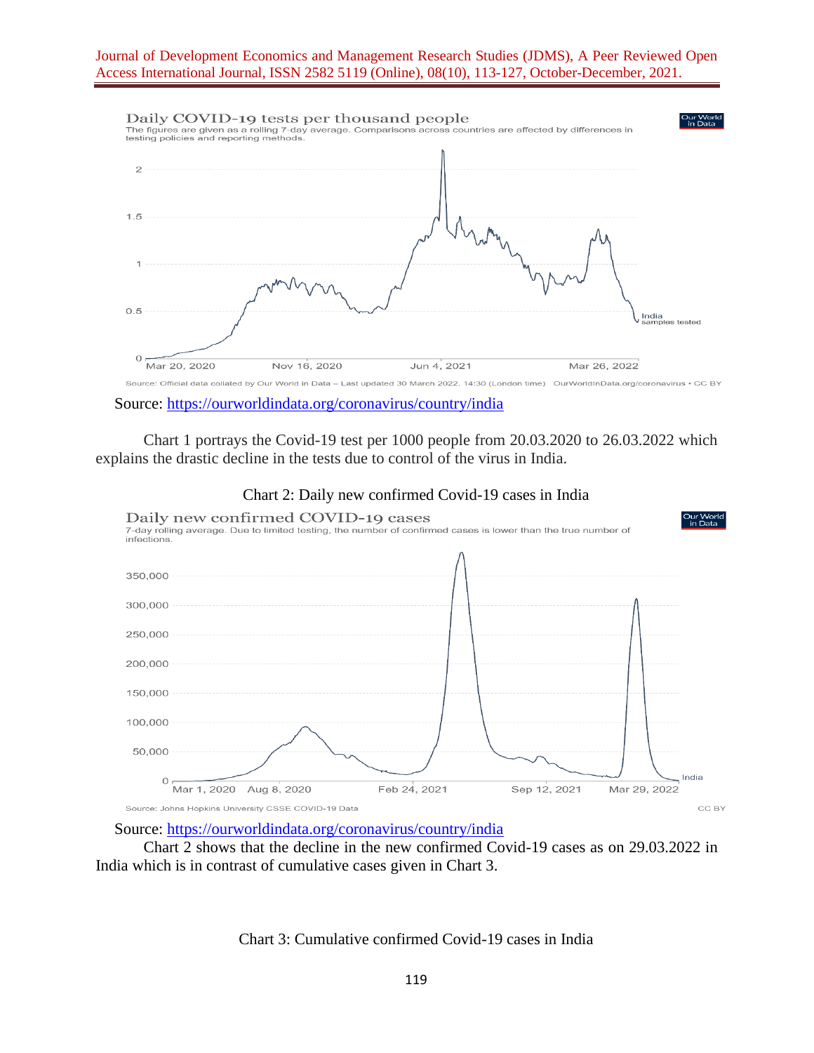Daily COVID-19 tests per thousand people

The figures are given as a rolling 7-day average. Comparisons across countries are affected by differences in testing policies and reporting methods.

Our World in Data

2

1.5

1

0.5

0

Mar 20, 2020

Nov 16, 2020

Jun 4, 2021

Mar 26, 2022

India samples tested

Source: Official data collated by Our World in Data – Last updated 30 March 2022, 14:30 (London time) OurWorldInData.org/coronavirus • CC BY

Source: https://ourworldindata.org/coronavirus/country/india

Chart 1 portrays the Covid-19 test per 1000 people from 20.03.2020 to 26.03.2022 which explains the drastic decline in the tests due to control of the virus in India.

Chart 2: Daily new confirmed Covid-19 cases in India

Daily new confirmed COVID-19 cases

7-day rolling average. Due to limited testing, the number of confirmed cases is lower than the true number of infections.

Our World in Data

350,000

300,000

250,000

200,000

150,000

100,000

50,000

0

Mar 1, 2020

Aug 8, 2020

Feb 24, 2021

Sep 12, 2021

Mar 29, 2022

India

Source: Johns Hopkins University CSSE COVID-19 Data

CC BY

Source: https://ourworldindata.org/coronavirus/country/india

Chart 2 shows that the decline in the new confirmed Covid-19 cases as on 29.03.2022 in India which is in contrast of cumulative cases given in Chart 3.

Chart 3: Cumulative confirmed Covid-19 cases in India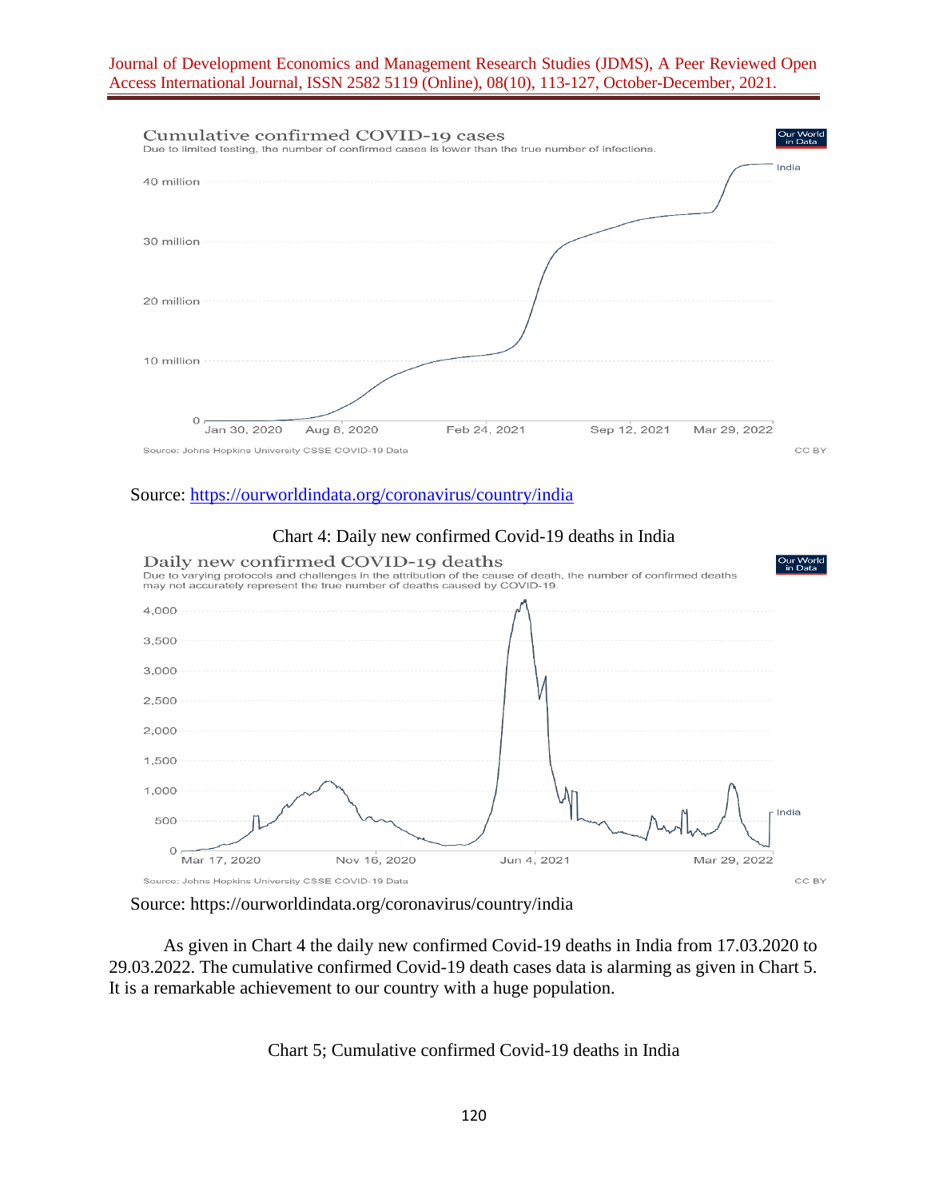Cumulative confirmed COVID-19 cases

Due to limited testing, the number of confirmed cases is lower than the true number of infections.

40 million
30 million
20 million
10 million
0

Jan 30, 2020 Aug 8, 2020 Feb 24, 2021 Sep 12, 2021 Mar 29, 2022

India

Source: Johns Hopkins University CSSE COVID-19 Data

CC BY

Source: https://ourworldindata.org/coronavirus/country/india

Chart 4: Daily new confirmed Covid-19 deaths in India

Daily new confirmed COVID-19 deaths

Due to varying protocols and challenges in the attribution of the cause of death, the number of confirmed deaths may not accurately represent the true number of deaths caused by COVID-19.

4,000
3,500
3,000
2,500
2,000
1,500
1,000
500
0

Mar 17, 2020 Nov 16, 2020 Jun 4, 2021 Mar 29, 2022

India

Source: Johns Hopkins University CSSE COVID-19 Data

CC BY

Source: https://ourworldindata.org/coronavirus/country/india

As given in Chart 4 the daily new confirmed Covid-19 deaths in India from 17.03.2020 to 29.03.2022. The cumulative confirmed Covid-19 death cases data is alarming as given in Chart 5. It is a remarkable achievement to our country with a huge population.

Chart 5; Cumulative confirmed Covid-19 deaths in India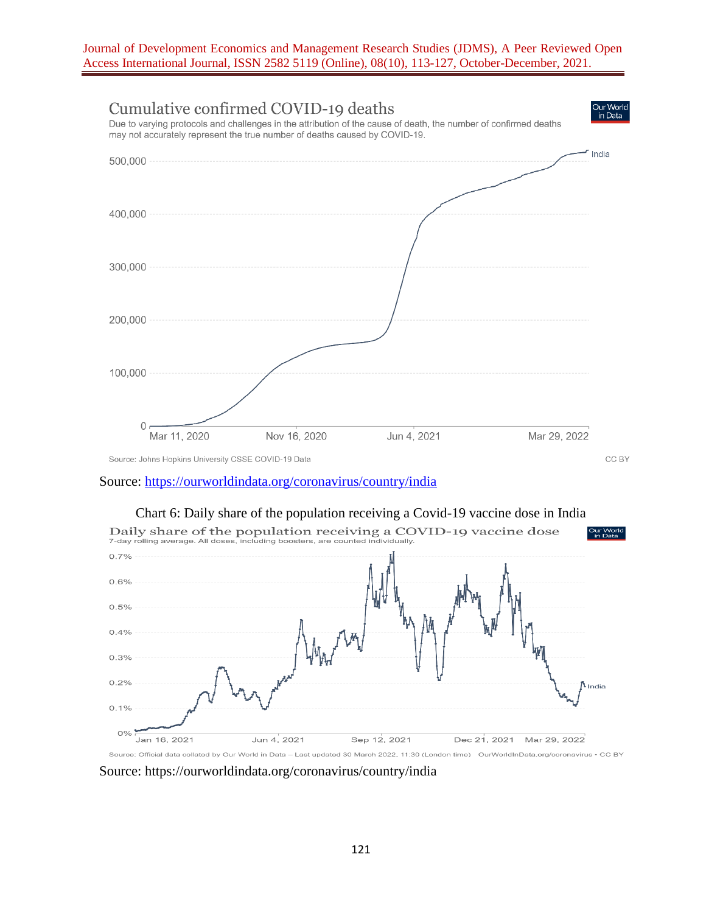Cumulative confirmed COVID-19 deaths

Due to varying protocols and challenges in the attribution of the cause of death, the number of confirmed deaths may not accurately represent the true number of deaths caused by COVID-19.

Our World in Data

500,000
400,000
300,000
200,000
100,000
0

Mar 11, 2020
Nov 16, 2020
Jun 4, 2021
Mar 29, 2022

India

Source: Johns Hopkins University CSSE COVID-19 Data

CC BY

Source: https://ourworldindata.org/coronavirus/country/india

Chart 6: Daily share of the population receiving a Covid-19 vaccine dose in India

Daily share of the population receiving a COVID-19 vaccine dose

7-day rolling average. All doses, including boosters, are counted individually.

Our World in Data

0.7%
0.6%
0.5%
0.4%
0.3%
0.2%
0.1%
0%

Jan 16, 2021
Jun 4, 2021
Sep 12, 2021
Dec 21, 2021
Mar 29, 2022

India

Source: Official data collated by Our World in Data – Last updated 30 March 2022, 11:30 (London time) OurWorldInData.org/coronavirus • CC BY

Source: https://ourworldindata.org/coronavirus/country/india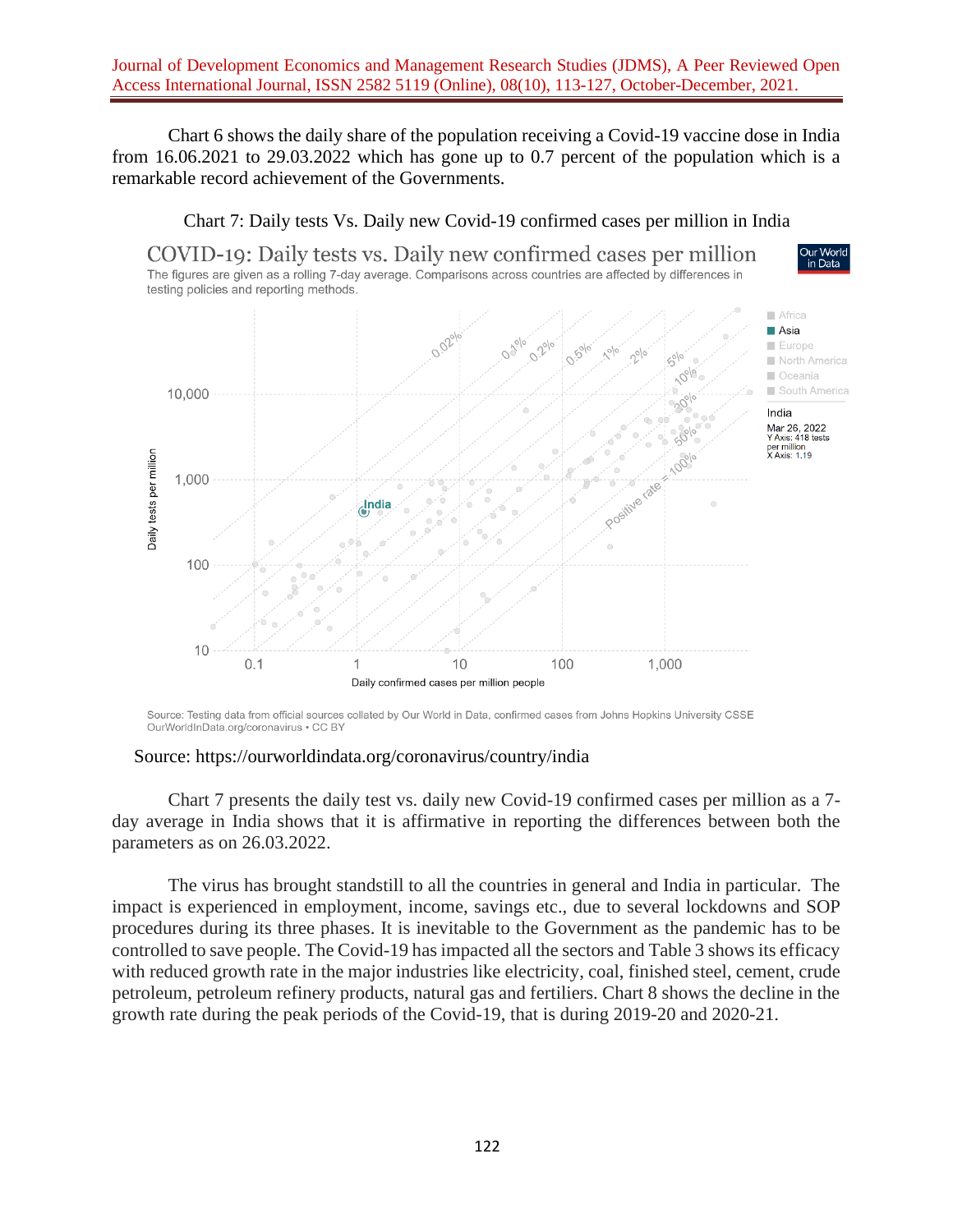Chart 6 shows the daily share of the population receiving a Covid-19 vaccine dose in India from 16.06.2021 to 29.03.2022 which has gone up to 0.7 percent of the population which is a remarkable record achievement of the Governments.

Chart 7: Daily tests Vs. Daily new Covid-19 confirmed cases per million in India

COVID-19: Daily tests vs. Daily new confirmed cases per million

The figures are given as a rolling 7-day average. Comparisons across countries are affected by differences in testing policies and reporting methods.

Our World in Data

Africa
Asia
Europe
North America
Oceania
South America

India
Mar 26, 2022
Y Axis: 418 tests per million
X Axis: 1.19

0.02%
0.1%
0.2%
0.5%
1%
2%
5%
10%
20%
50%
Positive rate = 100%

India

Daily tests per million
10,000
1,000
100
10

0.1
1
10
100
1,000

Daily confirmed cases per million people

Source: Testing data from official sources collated by Our World in Data, confirmed cases from Johns Hopkins University CSSE
OurWorldInData.org/coronavirus • CC BY

Source: https://ourworldindata.org/coronavirus/country/india

Chart 7 presents the daily test vs. daily new Covid-19 confirmed cases per million as a 7-day average in India shows that it is affirmative in reporting the differences between both the parameters as on 26.03.2022.

The virus has brought standstill to all the countries in general and India in particular. The impact is experienced in employment, income, savings etc., due to several lockdowns and SOP procedures during its three phases. It is inevitable to the Government as the pandemic has to be controlled to save people. The Covid-19 has impacted all the sectors and Table 3 shows its efficacy with reduced growth rate in the major industries like electricity, coal, finished steel, cement, crude petroleum, petroleum refinery products, natural gas and fertiliers. Chart 8 shows the decline in the growth rate during the peak periods of the Covid-19, that is during 2019-20 and 2020-21.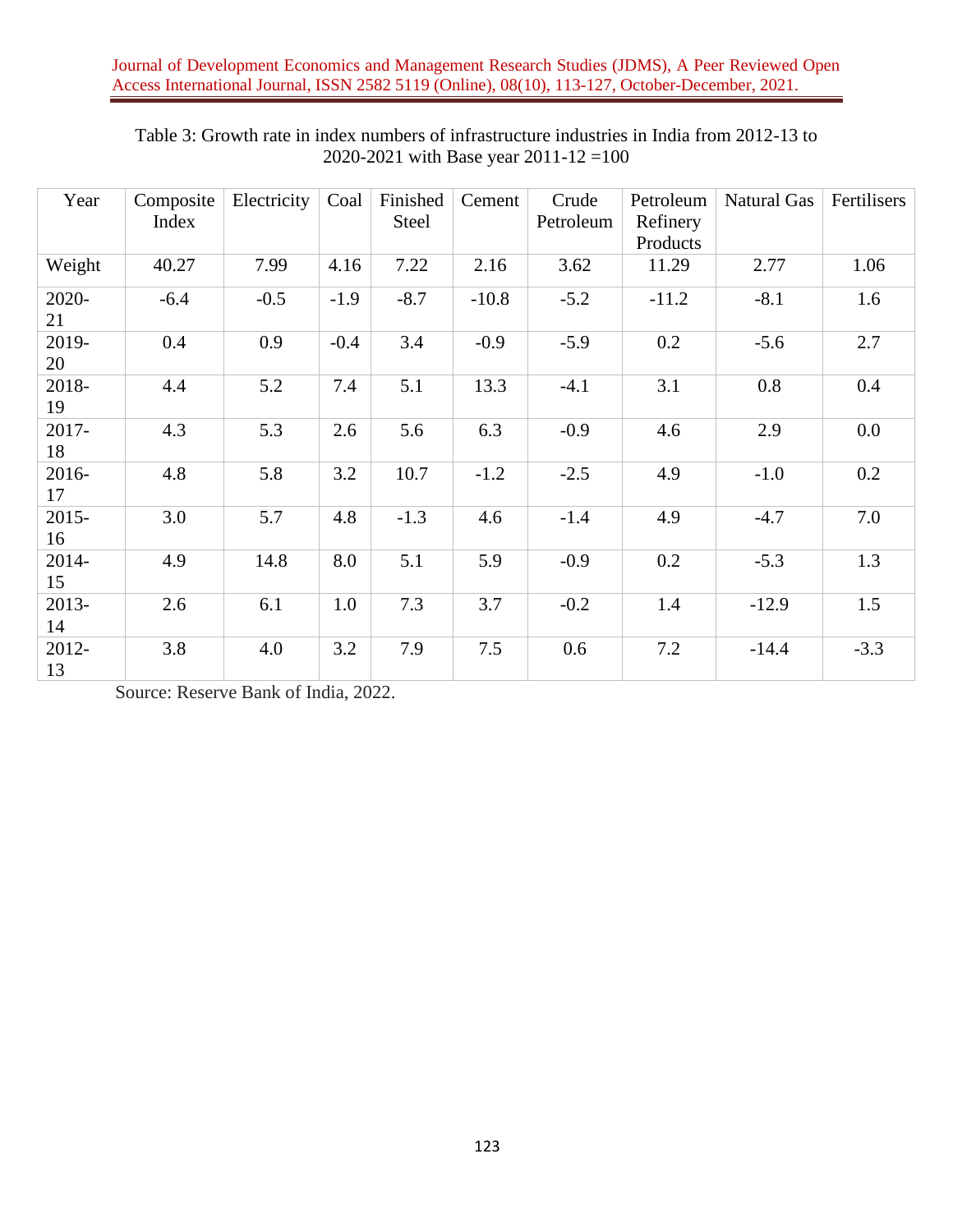Table 3: Growth rate in index numbers of infrastructure industries in India from 2012-13 to 2020-2021 with Base year 2011-12 =100

| Year | Composite Index | Electricity | Coal | Finished Steel | Cement | Crude Petroleum | Petroleum Refinery Products | Natural Gas | Fertilisers |
|---|---|---|---|---|---|---|---|---|---|
| Weight | 40.27 | 7.99 | 4.16 | 7.22 | 2.16 | 3.62 | 11.29 | 2.77 | 1.06 |
| 2020-21 | -6.4 | -0.5 | -1.9 | -8.7 | -10.8 | -5.2 | -11.2 | -8.1 | 1.6 |
| 2019-20 | 0.4 | 0.9 | -0.4 | 3.4 | -0.9 | -5.9 | 0.2 | -5.6 | 2.7 |
| 2018-19 | 4.4 | 5.2 | 7.4 | 5.1 | 13.3 | -4.1 | 3.1 | 0.8 | 0.4 |
| 2017-18 | 4.3 | 5.3 | 2.6 | 5.6 | 6.3 | -0.9 | 4.6 | 2.9 | 0.0 |
| 2016-17 | 4.8 | 5.8 | 3.2 | 10.7 | -1.2 | -2.5 | 4.9 | -1.0 | 0.2 |
| 2015-16 | 3.0 | 5.7 | 4.8 | -1.3 | 4.6 | -1.4 | 4.9 | -4.7 | 7.0 |
| 2014-15 | 4.9 | 14.8 | 8.0 | 5.1 | 5.9 | -0.9 | 0.2 | -5.3 | 1.3 |
| 2013-14 | 2.6 | 6.1 | 1.0 | 7.3 | 3.7 | -0.2 | 1.4 | -12.9 | 1.5 |
| 2012-13 | 3.8 | 4.0 | 3.2 | 7.9 | 7.5 | 0.6 | 7.2 | -14.4 | -3.3 |

Source: Reserve Bank of India, 2022.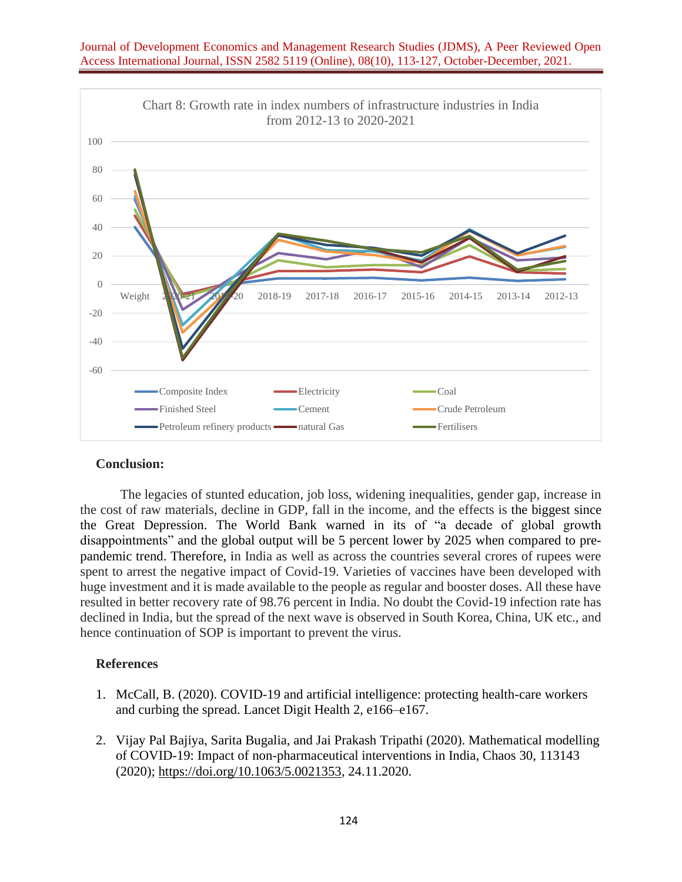Chart 8: Growth rate in index numbers of infrastructure industries in India from 2012-13 to 2020-2021

100
80
60
40
20
0
-20
-40
-60

Weight, 2020-21, 2019-20, 2018-19, 2017-18, 2016-17, 2015-16, 2014-15, 2013-14, 2012-13

Composite Index, Electricity, Coal, Finished Steel, Cement, Crude Petroleum, Petroleum refinery products, natural Gas, Fertilisers

**Conclusion:**

The legacies of stunted education, job loss, widening inequalities, gender gap, increase in the cost of raw materials, decline in GDP, fall in the income, and the effects is the biggest since the Great Depression. The World Bank warned in its of "a decade of global growth disappointments" and the global output will be 5 percent lower by 2025 when compared to pre-pandemic trend. Therefore, in India as well as across the countries several crores of rupees were spent to arrest the negative impact of Covid-19. Varieties of vaccines have been developed with huge investment and it is made available to the people as regular and booster doses. All these have resulted in better recovery rate of 98.76 percent in India. No doubt the Covid-19 infection rate has declined in India, but the spread of the next wave is observed in South Korea, China, UK etc., and hence continuation of SOP is important to prevent the virus.

**References**

1. McCall, B. (2020). COVID-19 and artificial intelligence: protecting health-care workers and curbing the spread. Lancet Digit Health 2, e166–e167.
2. Vijay Pal Bajiya, Sarita Bugalia, and Jai Prakash Tripathi (2020). Mathematical modelling of COVID-19: Impact of non-pharmaceutical interventions in India, Chaos 30, 113143 (2020); https://doi.org/10.1063/5.0021353, 24.11.2020.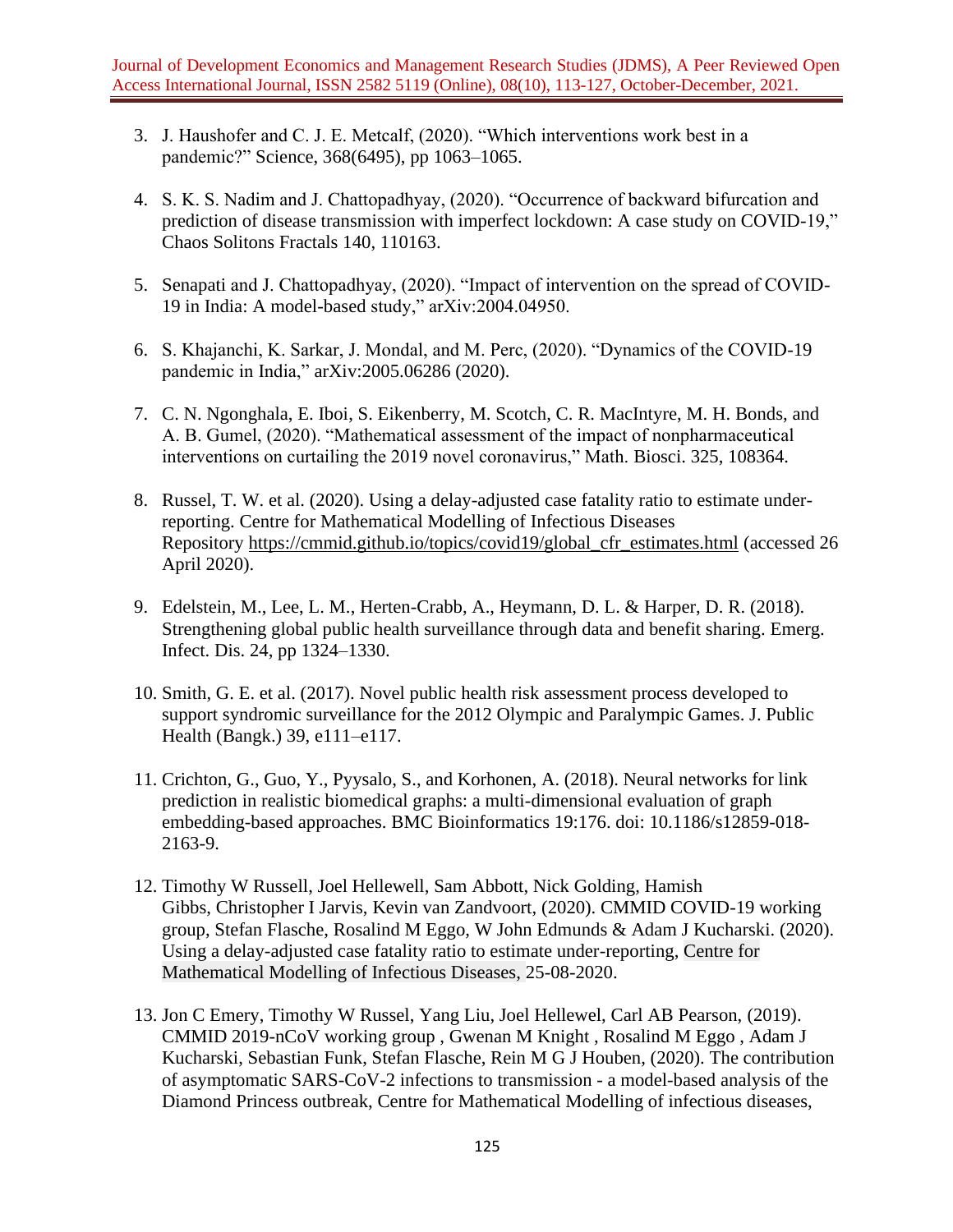3. J. Haushofer and C. J. E. Metcalf, (2020). “Which interventions work best in a pandemic?” Science, 368(6495), pp 1063–1065.

4. S. K. S. Nadim and J. Chattopadhyay, (2020). “Occurrence of backward bifurcation and prediction of disease transmission with imperfect lockdown: A case study on COVID-19,” Chaos Solitons Fractals 140, 110163.

5. Senapati and J. Chattopadhyay, (2020). “Impact of intervention on the spread of COVID-19 in India: A model-based study,” arXiv:2004.04950.

6. S. Khajanchi, K. Sarkar, J. Mondal, and M. Perc, (2020). “Dynamics of the COVID-19 pandemic in India,” arXiv:2005.06286 (2020).

7. C. N. Ngonghala, E. Iboi, S. Eikenberry, M. Scotch, C. R. MacIntyre, M. H. Bonds, and A. B. Gumel, (2020). “Mathematical assessment of the impact of nonpharmaceutical interventions on curtailing the 2019 novel coronavirus,” Math. Biosci. 325, 108364.

8. Russel, T. W. et al. (2020). Using a delay-adjusted case fatality ratio to estimate under-reporting. Centre for Mathematical Modelling of Infectious Diseases Repository https://cmmid.github.io/topics/covid19/global_cfr_estimates.html (accessed 26 April 2020).

9. Edelstein, M., Lee, L. M., Herten-Crabb, A., Heymann, D. L. & Harper, D. R. (2018). Strengthening global public health surveillance through data and benefit sharing. Emerg. Infect. Dis. 24, pp 1324–1330.

10. Smith, G. E. et al. (2017). Novel public health risk assessment process developed to support syndromic surveillance for the 2012 Olympic and Paralympic Games. J. Public Health (Bangk.) 39, e111–e117.

11. Crichton, G., Guo, Y., Pyysalo, S., and Korhonen, A. (2018). Neural networks for link prediction in realistic biomedical graphs: a multi-dimensional evaluation of graph embedding-based approaches. BMC Bioinformatics 19:176. doi: 10.1186/s12859-018-2163-9.

12. Timothy W Russell, Joel Hellewell, Sam Abbott, Nick Golding, Hamish Gibbs, Christopher I Jarvis, Kevin van Zandvoort, (2020). CMMID COVID-19 working group, Stefan Flasche, Rosalind M Eggo, W John Edmunds & Adam J Kucharski. (2020). Using a delay-adjusted case fatality ratio to estimate under-reporting, Centre for Mathematical Modelling of Infectious Diseases, 25-08-2020.

13. Jon C Emery, Timothy W Russel, Yang Liu, Joel Hellewel, Carl AB Pearson, (2019). CMMID 2019-nCoV working group , Gwenan M Knight , Rosalind M Eggo , Adam J Kucharski, Sebastian Funk, Stefan Flasche, Rein M G J Houben, (2020). The contribution of asymptomatic SARS-CoV-2 infections to transmission - a model-based analysis of the Diamond Princess outbreak, Centre for Mathematical Modelling of infectious diseases,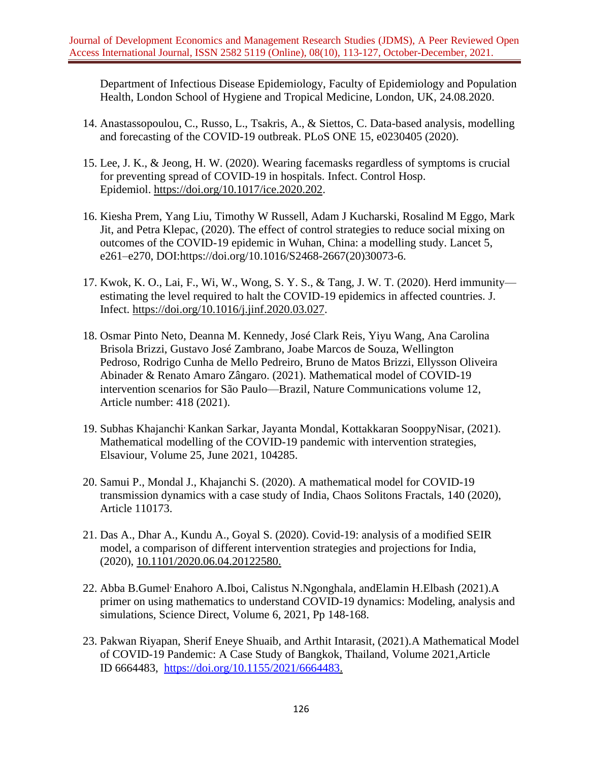Department of Infectious Disease Epidemiology, Faculty of Epidemiology and Population Health, London School of Hygiene and Tropical Medicine, London, UK, 24.08.2020.

14. Anastassopoulou, C., Russo, L., Tsakris, A., & Siettos, C. Data-based analysis, modelling and forecasting of the COVID-19 outbreak. PLoS ONE 15, e0230405 (2020).

15. Lee, J. K., & Jeong, H. W. (2020). Wearing facemasks regardless of symptoms is crucial for preventing spread of COVID-19 in hospitals. Infect. Control Hosp. Epidemiol. https://doi.org/10.1017/ice.2020.202.

16. Kiesha Prem, Yang Liu, Timothy W Russell, Adam J Kucharski, Rosalind M Eggo, Mark Jit, and Petra Klepac, (2020). The effect of control strategies to reduce social mixing on outcomes of the COVID-19 epidemic in Wuhan, China: a modelling study. Lancet 5, e261–e270, DOI:https://doi.org/10.1016/S2468-2667(20)30073-6.

17. Kwok, K. O., Lai, F., Wi, W., Wong, S. Y. S., & Tang, J. W. T. (2020). Herd immunity—estimating the level required to halt the COVID-19 epidemics in affected countries. J. Infect. https://doi.org/10.1016/j.jinf.2020.03.027.

18. Osmar Pinto Neto, Deanna M. Kennedy, José Clark Reis, Yiyu Wang, Ana Carolina Brisola Brizzi, Gustavo José Zambrano, Joabe Marcos de Souza, Wellington Pedroso, Rodrigo Cunha de Mello Pedreiro, Bruno de Matos Brizzi, Ellysson Oliveira Abinader & Renato Amaro Zângaro. (2021). Mathematical model of COVID-19 intervention scenarios for São Paulo—Brazil, Nature Communications volume 12, Article number: 418 (2021).

19. Subhas Khajanchi, Kankan Sarkar, Jayanta Mondal, Kottakkaran SooppyNisar, (2021). Mathematical modelling of the COVID-19 pandemic with intervention strategies, Elsaviour, Volume 25, June 2021, 104285.

20. Samui P., Mondal J., Khajanchi S. (2020). A mathematical model for COVID-19 transmission dynamics with a case study of India, Chaos Solitons Fractals, 140 (2020), Article 110173.

21. Das A., Dhar A., Kundu A., Goyal S. (2020). Covid-19: analysis of a modified SEIR model, a comparison of different intervention strategies and projections for India, (2020), 10.1101/2020.06.04.20122580.

22. Abba B.Gumel, Enahoro A.Iboi, Calistus N.Ngonghala, andElamin H.Elbash (2021).A primer on using mathematics to understand COVID-19 dynamics: Modeling, analysis and simulations, Science Direct, Volume 6, 2021, Pp 148-168.

23. Pakwan Riyapan, Sherif Eneye Shuaib, and Arthit Intarasit, (2021).A Mathematical Model of COVID-19 Pandemic: A Case Study of Bangkok, Thailand, Volume 2021,Article ID 6664483, https://doi.org/10.1155/2021/6664483.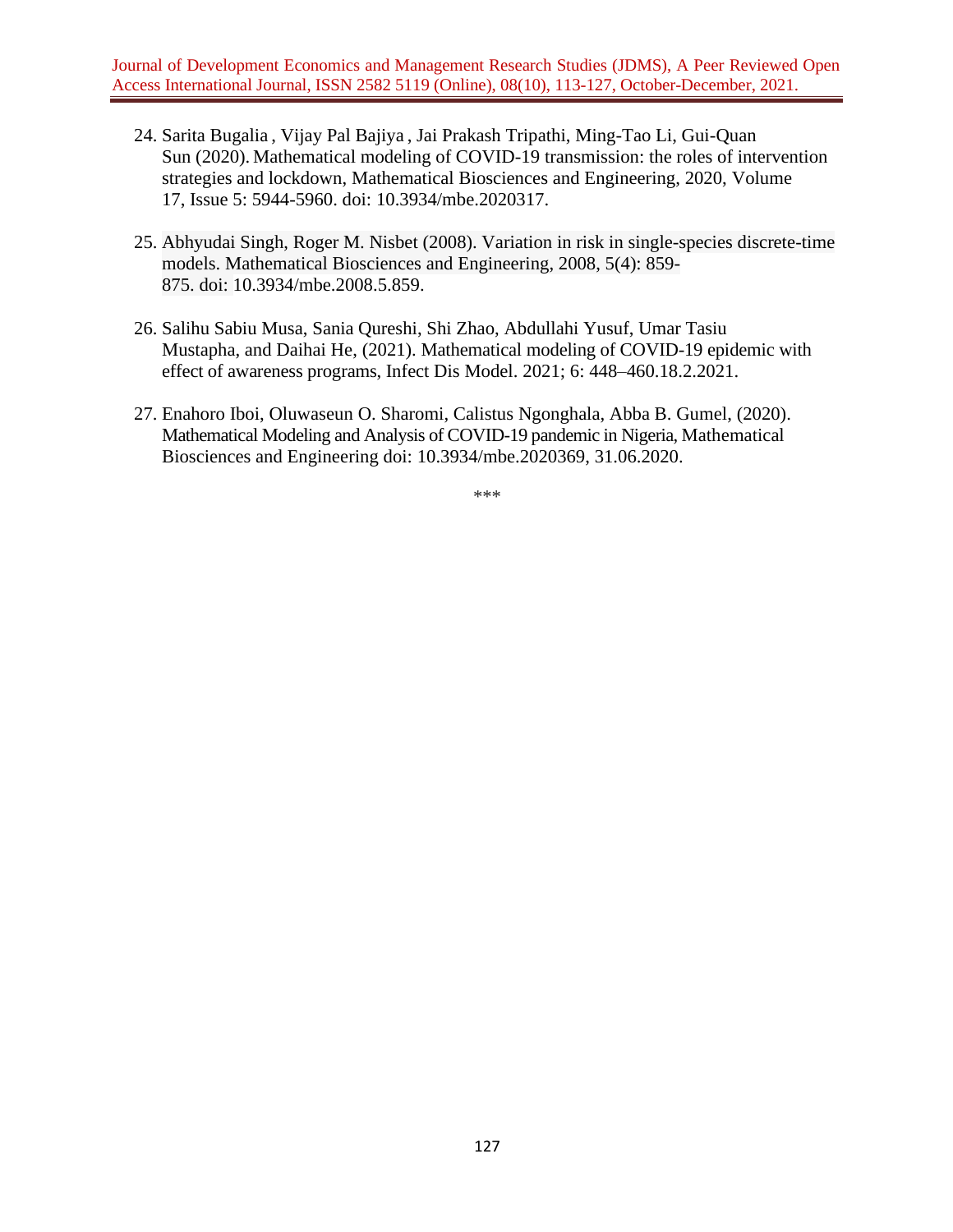24. Sarita Bugalia , Vijay Pal Bajiya , Jai Prakash Tripathi, Ming-Tao Li, Gui-Quan Sun (2020). Mathematical modeling of COVID-19 transmission: the roles of intervention strategies and lockdown, Mathematical Biosciences and Engineering, 2020, Volume 17, Issue 5: 5944-5960. doi: 10.3934/mbe.2020317.

25. Abhyudai Singh, Roger M. Nisbet (2008). Variation in risk in single-species discrete-time models. Mathematical Biosciences and Engineering, 2008, 5(4): 859-875. doi: 10.3934/mbe.2008.5.859.

26. Salihu Sabiu Musa, Sania Qureshi, Shi Zhao, Abdullahi Yusuf, Umar Tasiu Mustapha, and Daihai He, (2021). Mathematical modeling of COVID-19 epidemic with effect of awareness programs, Infect Dis Model. 2021; 6: 448–460.18.2.2021.

27. Enahoro Iboi, Oluwaseun O. Sharomi, Calistus Ngonghala, Abba B. Gumel, (2020). Mathematical Modeling and Analysis of COVID-19 pandemic in Nigeria, Mathematical Biosciences and Engineering doi: 10.3934/mbe.2020369, 31.06.2020.

***